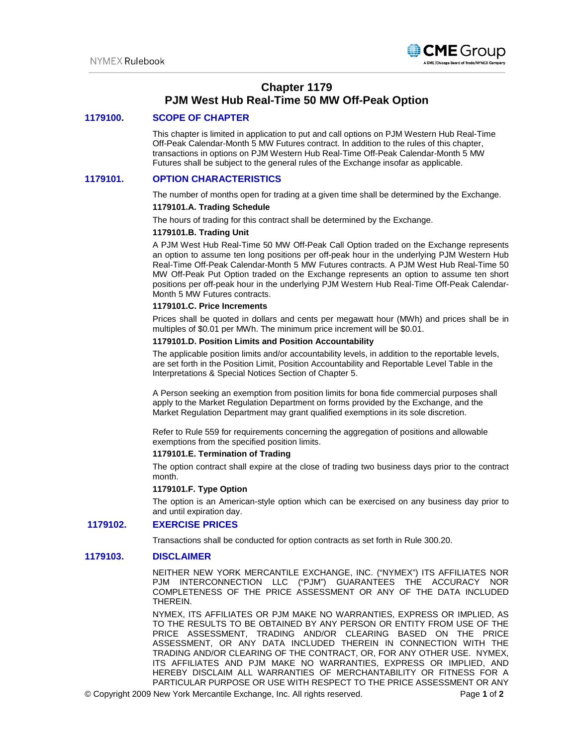# Chapter 1179
# PJM West Hub Real-Time 50 MW Off-Peak Option

## 1179100. SCOPE OF CHAPTER

This chapter is limited in application to put and call options on PJM Western Hub Real-Time Off-Peak Calendar-Month 5 MW Futures contract. In addition to the rules of this chapter, transactions in options on PJM Western Hub Real-Time Off-Peak Calendar-Month 5 MW Futures shall be subject to the general rules of the Exchange insofar as applicable.

## 1179101. OPTION CHARACTERISTICS

The number of months open for trading at a given time shall be determined by the Exchange.

### 1179101.A. Trading Schedule

The hours of trading for this contract shall be determined by the Exchange.

### 1179101.B. Trading Unit

A PJM West Hub Real-Time 50 MW Off-Peak Call Option traded on the Exchange represents an option to assume ten long positions per off-peak hour in the underlying PJM Western Hub Real-Time Off-Peak Calendar-Month 5 MW Futures contracts. A PJM West Hub Real-Time 50 MW Off-Peak Put Option traded on the Exchange represents an option to assume ten short positions per off-peak hour in the underlying PJM Western Hub Real-Time Off-Peak Calendar-Month 5 MW Futures contracts.

### 1179101.C. Price Increments

Prices shall be quoted in dollars and cents per megawatt hour (MWh) and prices shall be in multiples of $0.01 per MWh. The minimum price increment will be $0.01.

### 1179101.D. Position Limits and Position Accountability

The applicable position limits and/or accountability levels, in addition to the reportable levels, are set forth in the Position Limit, Position Accountability and Reportable Level Table in the Interpretations & Special Notices Section of Chapter 5.

A Person seeking an exemption from position limits for bona fide commercial purposes shall apply to the Market Regulation Department on forms provided by the Exchange, and the Market Regulation Department may grant qualified exemptions in its sole discretion.

Refer to Rule 559 for requirements concerning the aggregation of positions and allowable exemptions from the specified position limits.

### 1179101.E. Termination of Trading

The option contract shall expire at the close of trading two business days prior to the contract month.

### 1179101.F. Type Option

The option is an American-style option which can be exercised on any business day prior to and until expiration day.

## 1179102. EXERCISE PRICES

Transactions shall be conducted for option contracts as set forth in Rule 300.20.

## 1179103. DISCLAIMER

NEITHER NEW YORK MERCANTILE EXCHANGE, INC. ("NYMEX") ITS AFFILIATES NOR PJM INTERCONNECTION LLC ("PJM") GUARANTEES THE ACCURACY NOR COMPLETENESS OF THE PRICE ASSESSMENT OR ANY OF THE DATA INCLUDED THEREIN.

NYMEX, ITS AFFILIATES OR PJM MAKE NO WARRANTIES, EXPRESS OR IMPLIED, AS TO THE RESULTS TO BE OBTAINED BY ANY PERSON OR ENTITY FROM USE OF THE PRICE ASSESSMENT, TRADING AND/OR CLEARING BASED ON THE PRICE ASSESSMENT, OR ANY DATA INCLUDED THEREIN IN CONNECTION WITH THE TRADING AND/OR CLEARING OF THE CONTRACT, OR, FOR ANY OTHER USE. NYMEX, ITS AFFILIATES AND PJM MAKE NO WARRANTIES, EXPRESS OR IMPLIED, AND HEREBY DISCLAIM ALL WARRANTIES OF MERCHANTABILITY OR FITNESS FOR A PARTICULAR PURPOSE OR USE WITH RESPECT TO THE PRICE ASSESSMENT OR ANY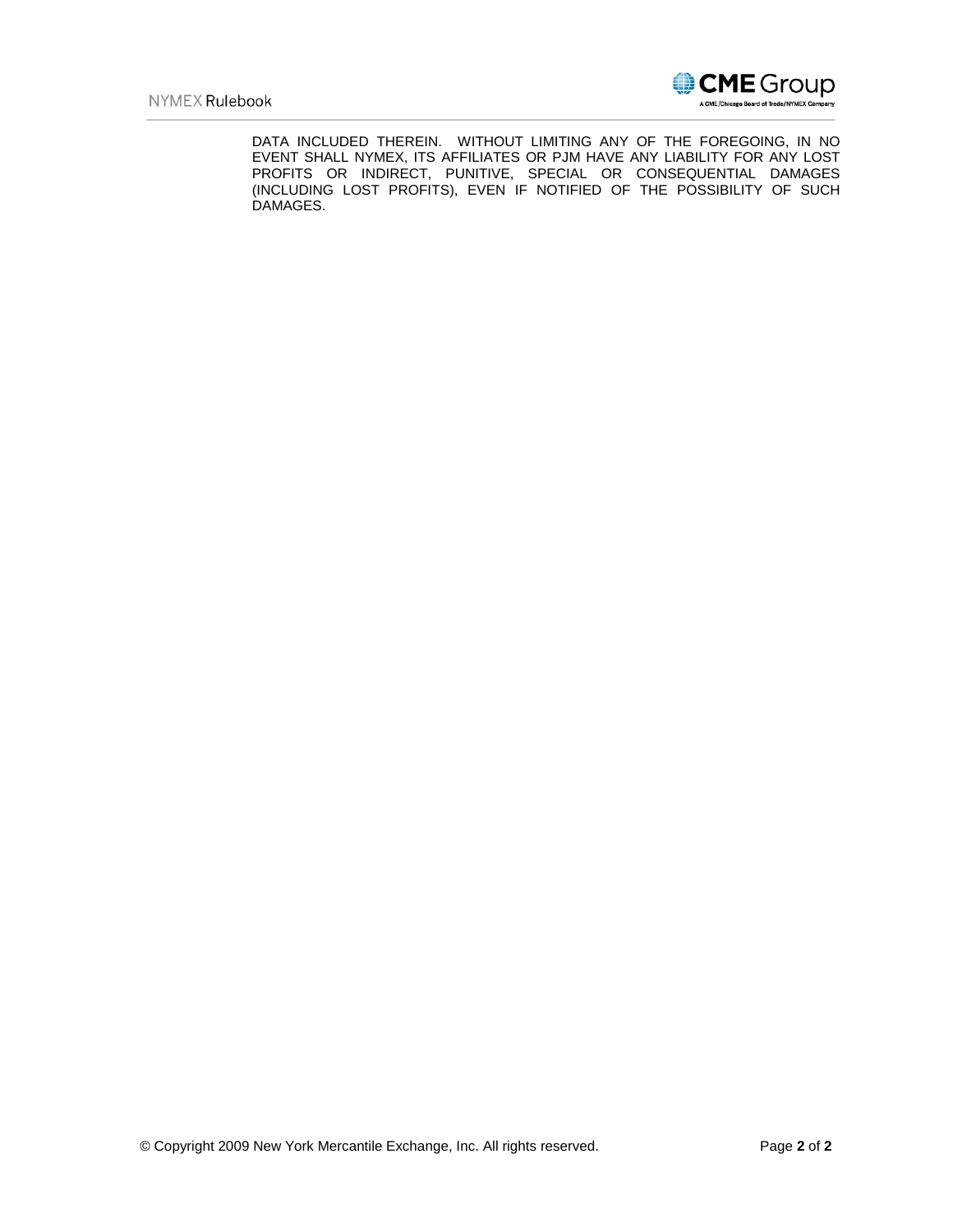DATA INCLUDED THEREIN. WITHOUT LIMITING ANY OF THE FOREGOING, IN NO EVENT SHALL NYMEX, ITS AFFILIATES OR PJM HAVE ANY LIABILITY FOR ANY LOST PROFITS OR INDIRECT, PUNITIVE, SPECIAL OR CONSEQUENTIAL DAMAGES (INCLUDING LOST PROFITS), EVEN IF NOTIFIED OF THE POSSIBILITY OF SUCH DAMAGES.